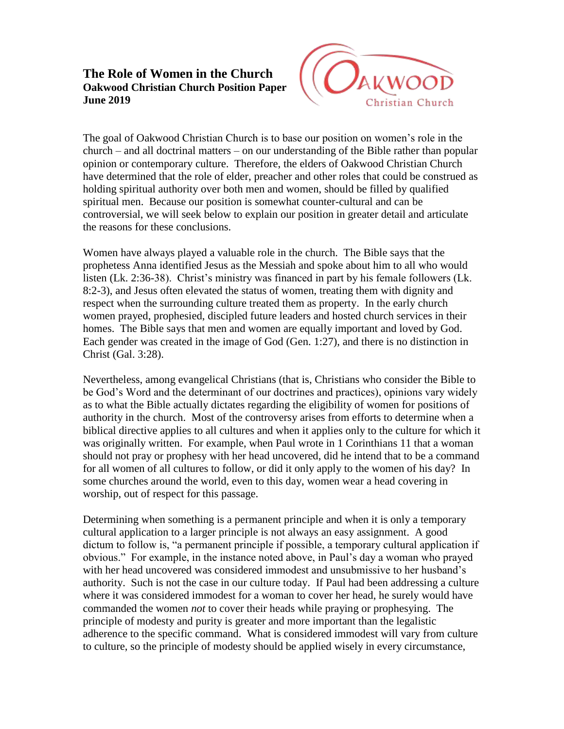# The Role of Women in the Church

**Oakwood Christian Church Position Paper**
**June 2019**

The goal of Oakwood Christian Church is to base our position on women's role in the church – and all doctrinal matters – on our understanding of the Bible rather than popular opinion or contemporary culture. Therefore, the elders of Oakwood Christian Church have determined that the role of elder, preacher and other roles that could be construed as holding spiritual authority over both men and women, should be filled by qualified spiritual men. Because our position is somewhat counter-cultural and can be controversial, we will seek below to explain our position in greater detail and articulate the reasons for these conclusions.

Women have always played a valuable role in the church. The Bible says that the prophetess Anna identified Jesus as the Messiah and spoke about him to all who would listen (Lk. 2:36-38). Christ's ministry was financed in part by his female followers (Lk. 8:2-3), and Jesus often elevated the status of women, treating them with dignity and respect when the surrounding culture treated them as property. In the early church women prayed, prophesied, discipled future leaders and hosted church services in their homes. The Bible says that men and women are equally important and loved by God. Each gender was created in the image of God (Gen. 1:27), and there is no distinction in Christ (Gal. 3:28).

Nevertheless, among evangelical Christians (that is, Christians who consider the Bible to be God's Word and the determinant of our doctrines and practices), opinions vary widely as to what the Bible actually dictates regarding the eligibility of women for positions of authority in the church. Most of the controversy arises from efforts to determine when a biblical directive applies to all cultures and when it applies only to the culture for which it was originally written. For example, when Paul wrote in 1 Corinthians 11 that a woman should not pray or prophesy with her head uncovered, did he intend that to be a command for all women of all cultures to follow, or did it only apply to the women of his day? In some churches around the world, even to this day, women wear a head covering in worship, out of respect for this passage.

Determining when something is a permanent principle and when it is only a temporary cultural application to a larger principle is not always an easy assignment. A good dictum to follow is, "a permanent principle if possible, a temporary cultural application if obvious." For example, in the instance noted above, in Paul's day a woman who prayed with her head uncovered was considered immodest and unsubmissive to her husband's authority. Such is not the case in our culture today. If Paul had been addressing a culture where it was considered immodest for a woman to cover her head, he surely would have commanded the women *not* to cover their heads while praying or prophesying. The principle of modesty and purity is greater and more important than the legalistic adherence to the specific command. What is considered immodest will vary from culture to culture, so the principle of modesty should be applied wisely in every circumstance,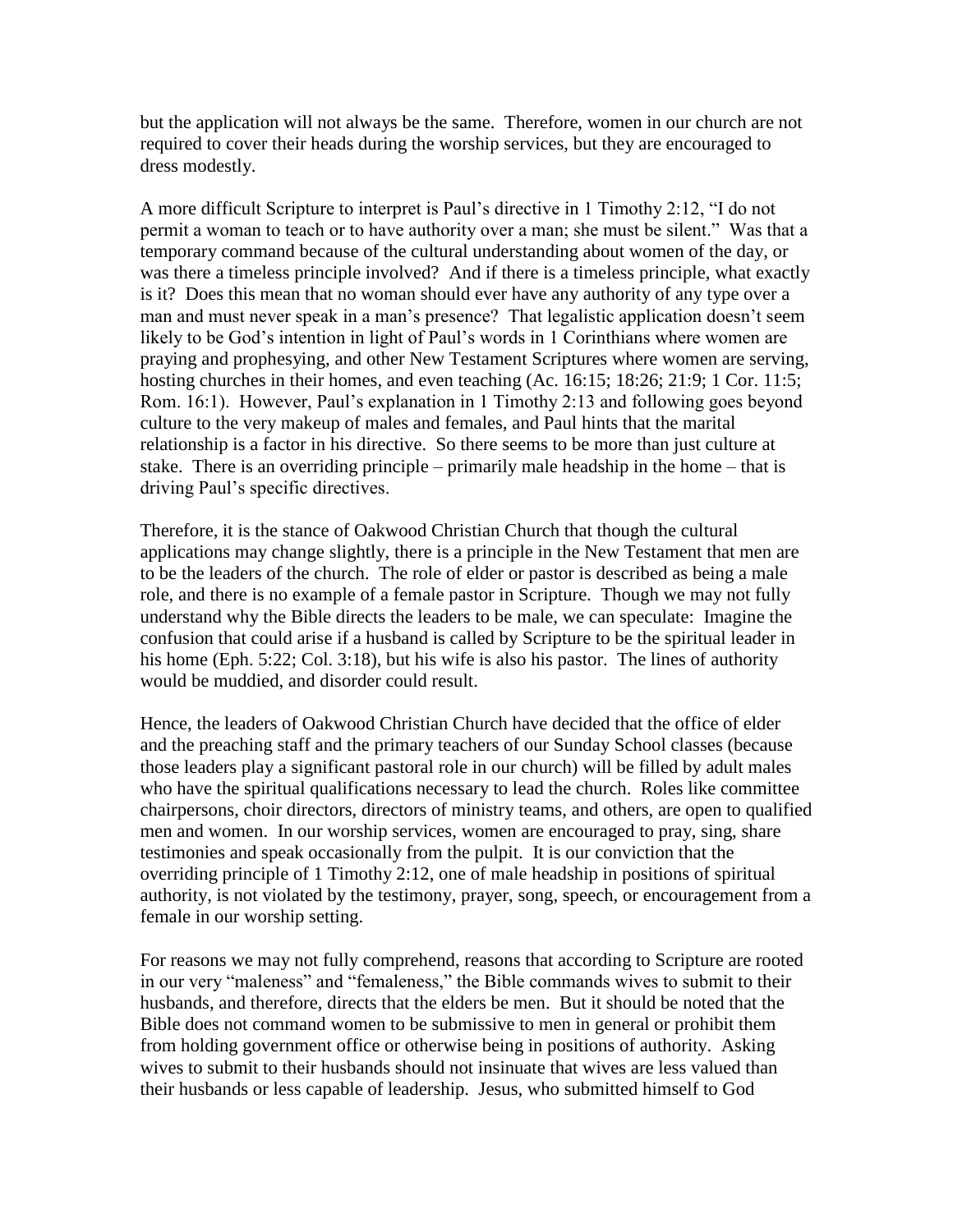but the application will not always be the same. Therefore, women in our church are not required to cover their heads during the worship services, but they are encouraged to dress modestly.

A more difficult Scripture to interpret is Paul's directive in 1 Timothy 2:12, "I do not permit a woman to teach or to have authority over a man; she must be silent." Was that a temporary command because of the cultural understanding about women of the day, or was there a timeless principle involved? And if there is a timeless principle, what exactly is it? Does this mean that no woman should ever have any authority of any type over a man and must never speak in a man's presence? That legalistic application doesn't seem likely to be God's intention in light of Paul's words in 1 Corinthians where women are praying and prophesying, and other New Testament Scriptures where women are serving, hosting churches in their homes, and even teaching (Ac. 16:15; 18:26; 21:9; 1 Cor. 11:5; Rom. 16:1). However, Paul's explanation in 1 Timothy 2:13 and following goes beyond culture to the very makeup of males and females, and Paul hints that the marital relationship is a factor in his directive. So there seems to be more than just culture at stake. There is an overriding principle – primarily male headship in the home – that is driving Paul's specific directives.

Therefore, it is the stance of Oakwood Christian Church that though the cultural applications may change slightly, there is a principle in the New Testament that men are to be the leaders of the church. The role of elder or pastor is described as being a male role, and there is no example of a female pastor in Scripture. Though we may not fully understand why the Bible directs the leaders to be male, we can speculate: Imagine the confusion that could arise if a husband is called by Scripture to be the spiritual leader in his home (Eph. 5:22; Col. 3:18), but his wife is also his pastor. The lines of authority would be muddied, and disorder could result.

Hence, the leaders of Oakwood Christian Church have decided that the office of elder and the preaching staff and the primary teachers of our Sunday School classes (because those leaders play a significant pastoral role in our church) will be filled by adult males who have the spiritual qualifications necessary to lead the church. Roles like committee chairpersons, choir directors, directors of ministry teams, and others, are open to qualified men and women. In our worship services, women are encouraged to pray, sing, share testimonies and speak occasionally from the pulpit. It is our conviction that the overriding principle of 1 Timothy 2:12, one of male headship in positions of spiritual authority, is not violated by the testimony, prayer, song, speech, or encouragement from a female in our worship setting.

For reasons we may not fully comprehend, reasons that according to Scripture are rooted in our very "maleness" and "femaleness," the Bible commands wives to submit to their husbands, and therefore, directs that the elders be men. But it should be noted that the Bible does not command women to be submissive to men in general or prohibit them from holding government office or otherwise being in positions of authority. Asking wives to submit to their husbands should not insinuate that wives are less valued than their husbands or less capable of leadership. Jesus, who submitted himself to God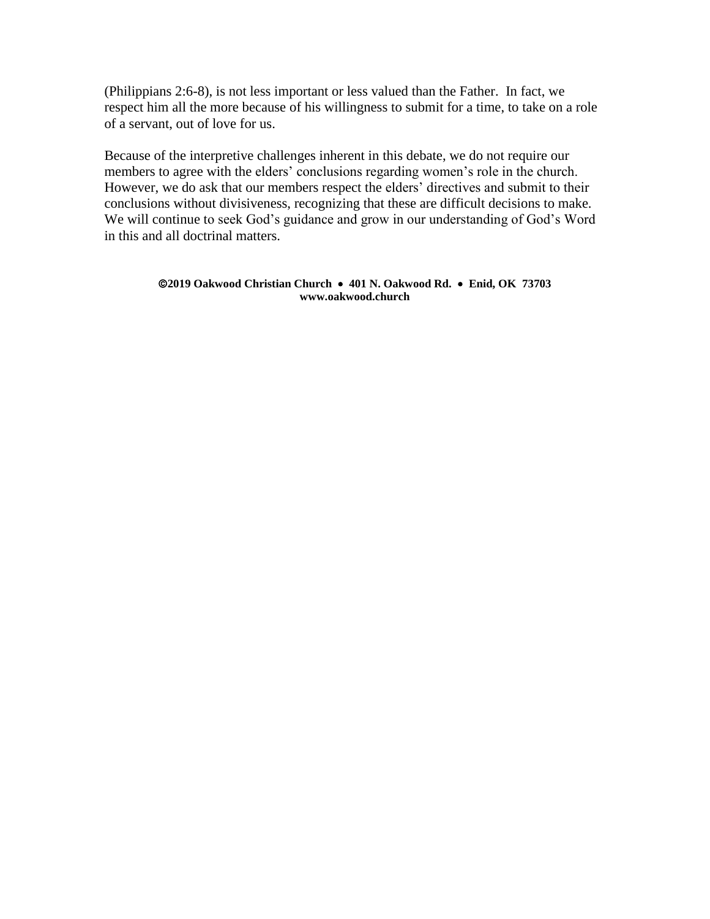(Philippians 2:6-8), is not less important or less valued than the Father. In fact, we respect him all the more because of his willingness to submit for a time, to take on a role of a servant, out of love for us.

Because of the interpretive challenges inherent in this debate, we do not require our members to agree with the elders' conclusions regarding women's role in the church. However, we do ask that our members respect the elders' directives and submit to their conclusions without divisiveness, recognizing that these are difficult decisions to make. We will continue to seek God's guidance and grow in our understanding of God's Word in this and all doctrinal matters.

**©2019 Oakwood Christian Church • 401 N. Oakwood Rd. • Enid, OK 73703**
**www.oakwood.church**